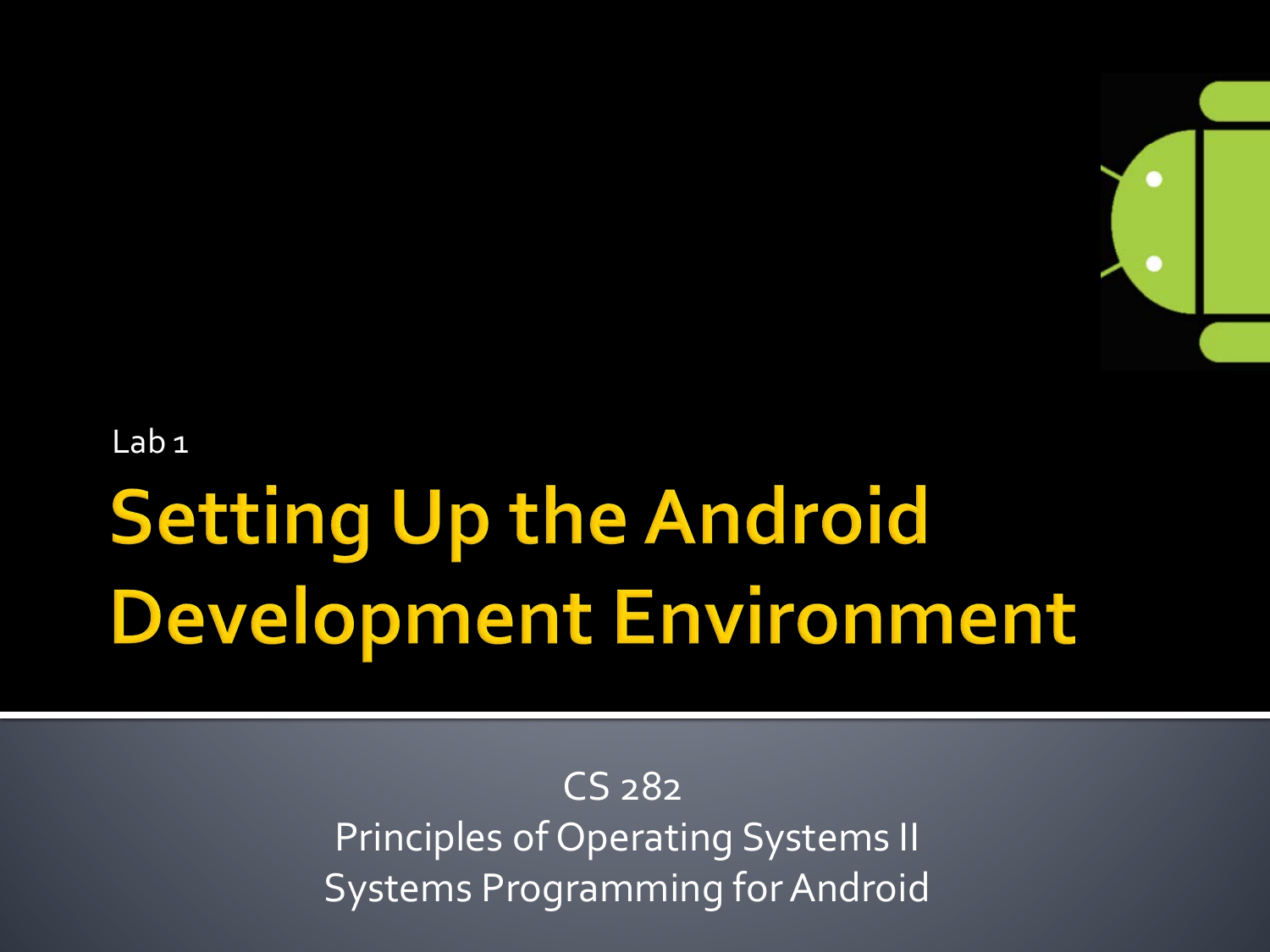Lab 1

# Setting Up the Android Development Environment

CS 282
Principles of Operating Systems II
Systems Programming for Android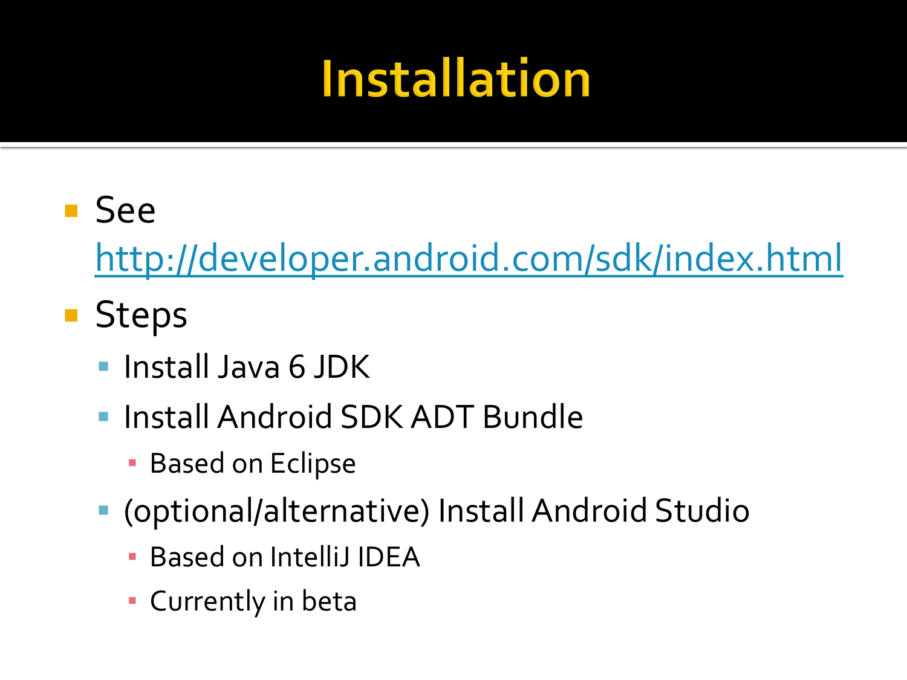# Installation

- See http://developer.android.com/sdk/index.html
- Steps
  - Install Java 6 JDK
  - Install Android SDK ADT Bundle
    - Based on Eclipse
  - (optional/alternative) Install Android Studio
    - Based on IntelliJ IDEA
    - Currently in beta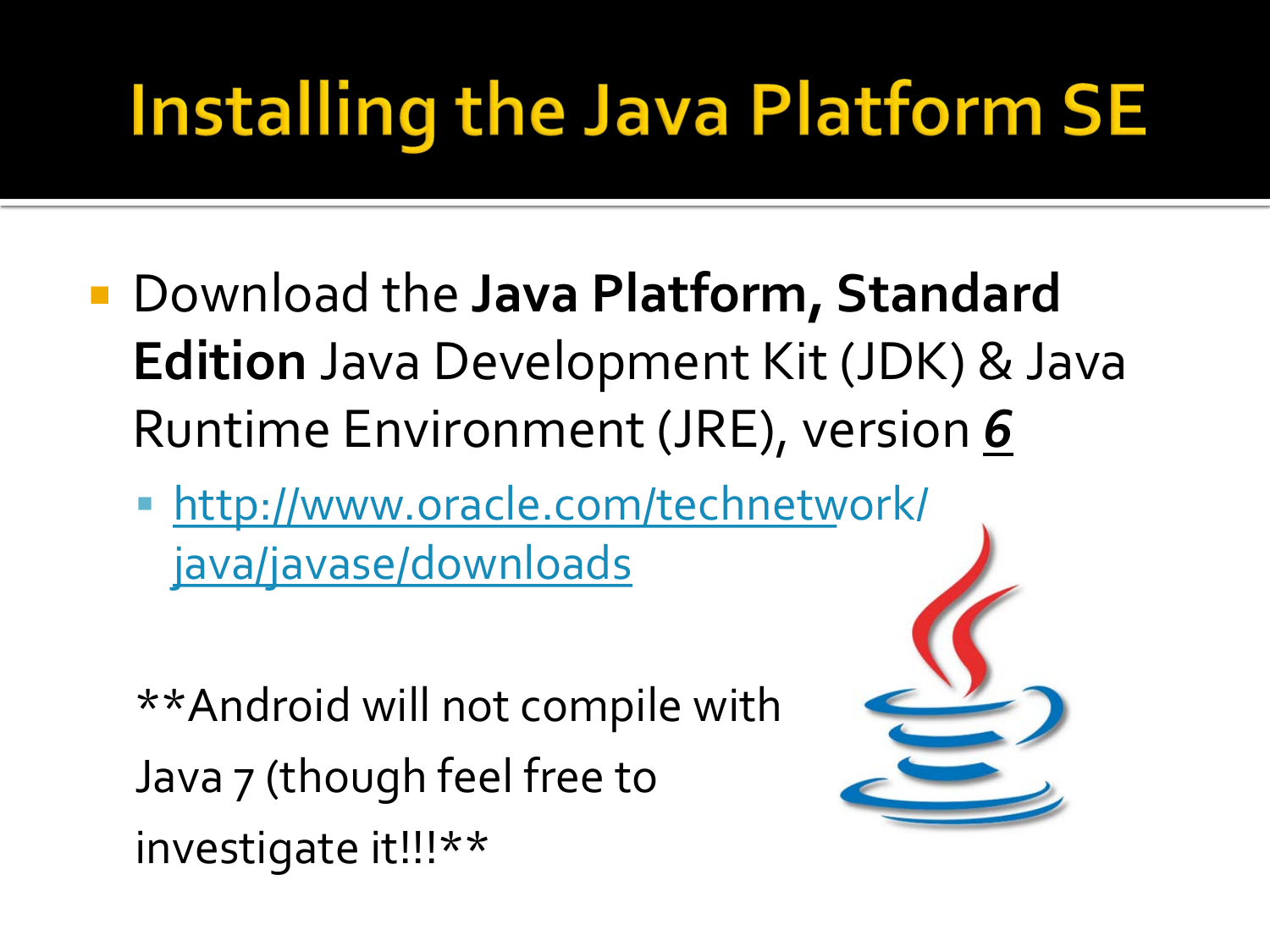# Installing the Java Platform SE

- Download the **Java Platform, Standard Edition** Java Development Kit (JDK) & Java Runtime Environment (JRE), version ***6***
  - http://www.oracle.com/technetwork/java/javase/downloads

**Android will not compile with Java 7 (though feel free to investigate it!!!**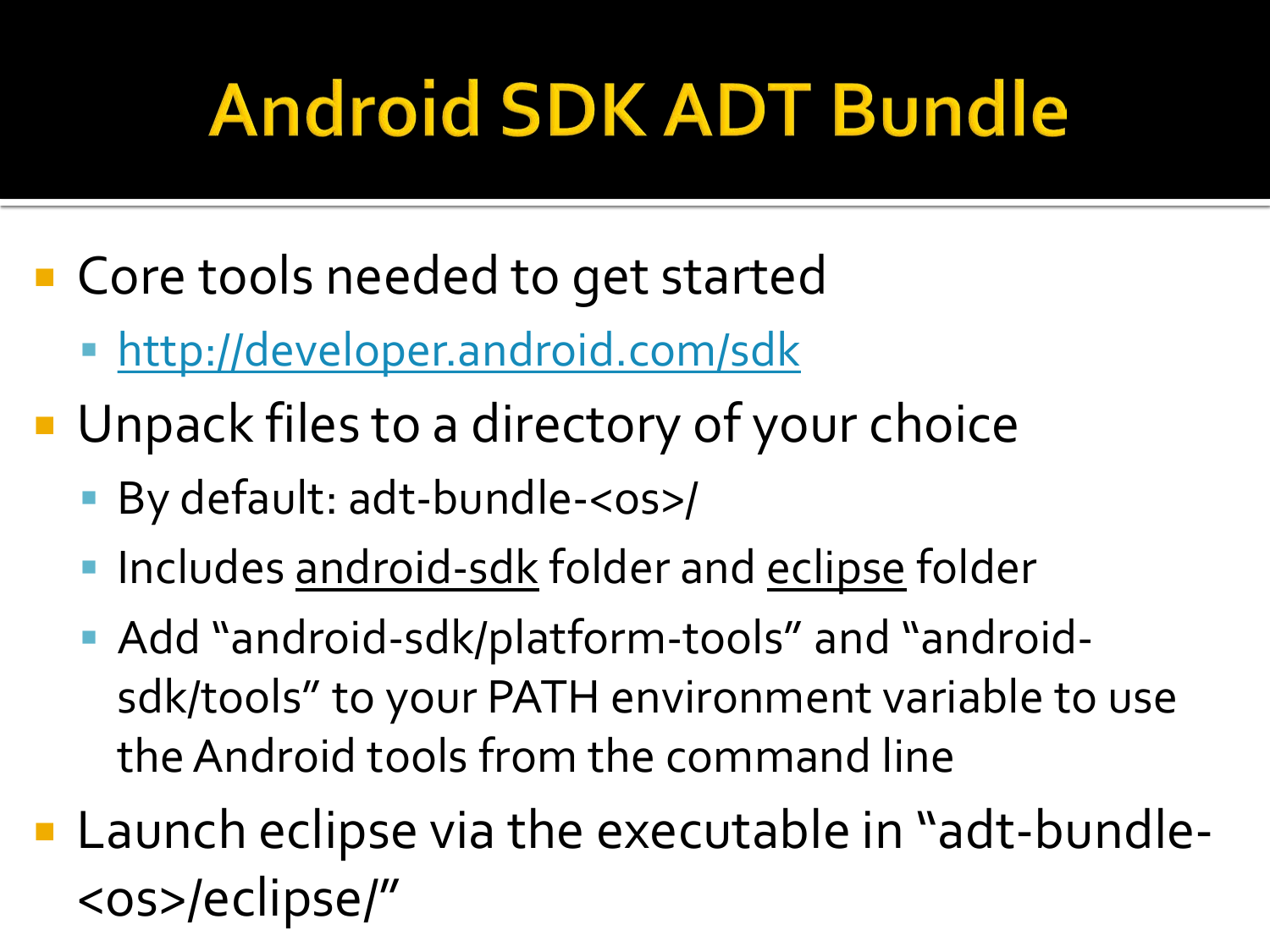# Android SDK ADT Bundle

- Core tools needed to get started
  - http://developer.android.com/sdk
- Unpack files to a directory of your choice
  - By default: adt-bundle-<os>/
  - Includes android-sdk folder and eclipse folder
  - Add "android-sdk/platform-tools" and "android-sdk/tools" to your PATH environment variable to use the Android tools from the command line
- Launch eclipse via the executable in "adt-bundle-<os>/eclipse/"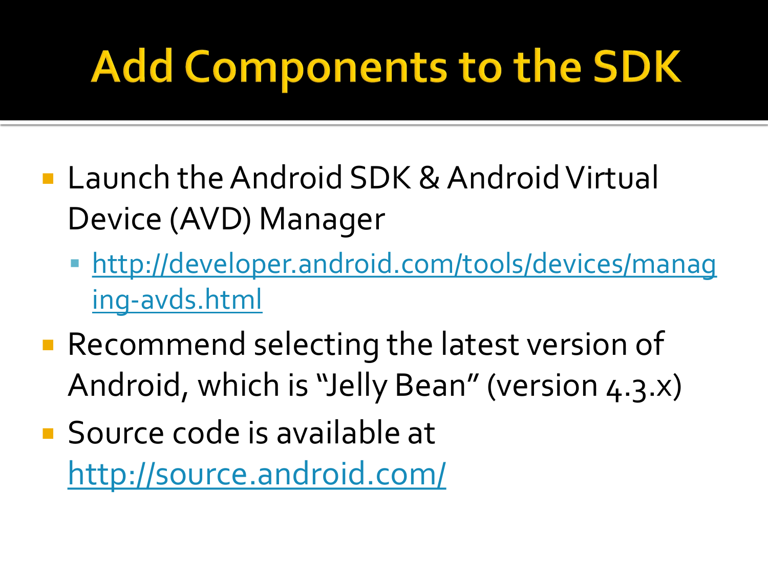# Add Components to the SDK

- Launch the Android SDK & Android Virtual Device (AVD) Manager
  - [http://developer.android.com/tools/devices/managing-avds.html](http://developer.android.com/tools/devices/managing-avds.html)
- Recommend selecting the latest version of Android, which is "Jelly Bean" (version 4.3.x)
- Source code is available at [http://source.android.com/](http://source.android.com/)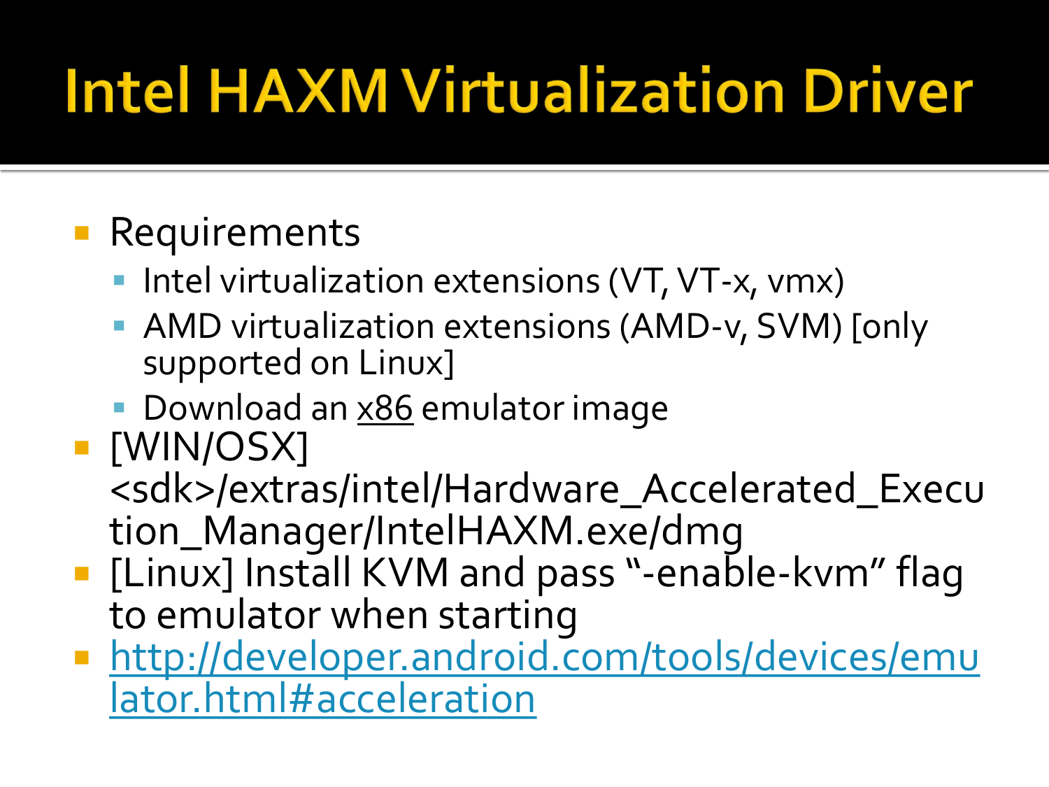# Intel HAXM Virtualization Driver

- Requirements
  - Intel virtualization extensions (VT, VT-x, vmx)
  - AMD virtualization extensions (AMD-v, SVM) [only supported on Linux]
  - Download an x86 emulator image
- [WIN/OSX] <sdk>/extras/intel/Hardware_Accelerated_Execution_Manager/IntelHAXM.exe/dmg
- [Linux] Install KVM and pass "-enable-kvm" flag to emulator when starting
- [http://developer.android.com/tools/devices/emulator.html#acceleration](http://developer.android.com/tools/devices/emulator.html#acceleration)